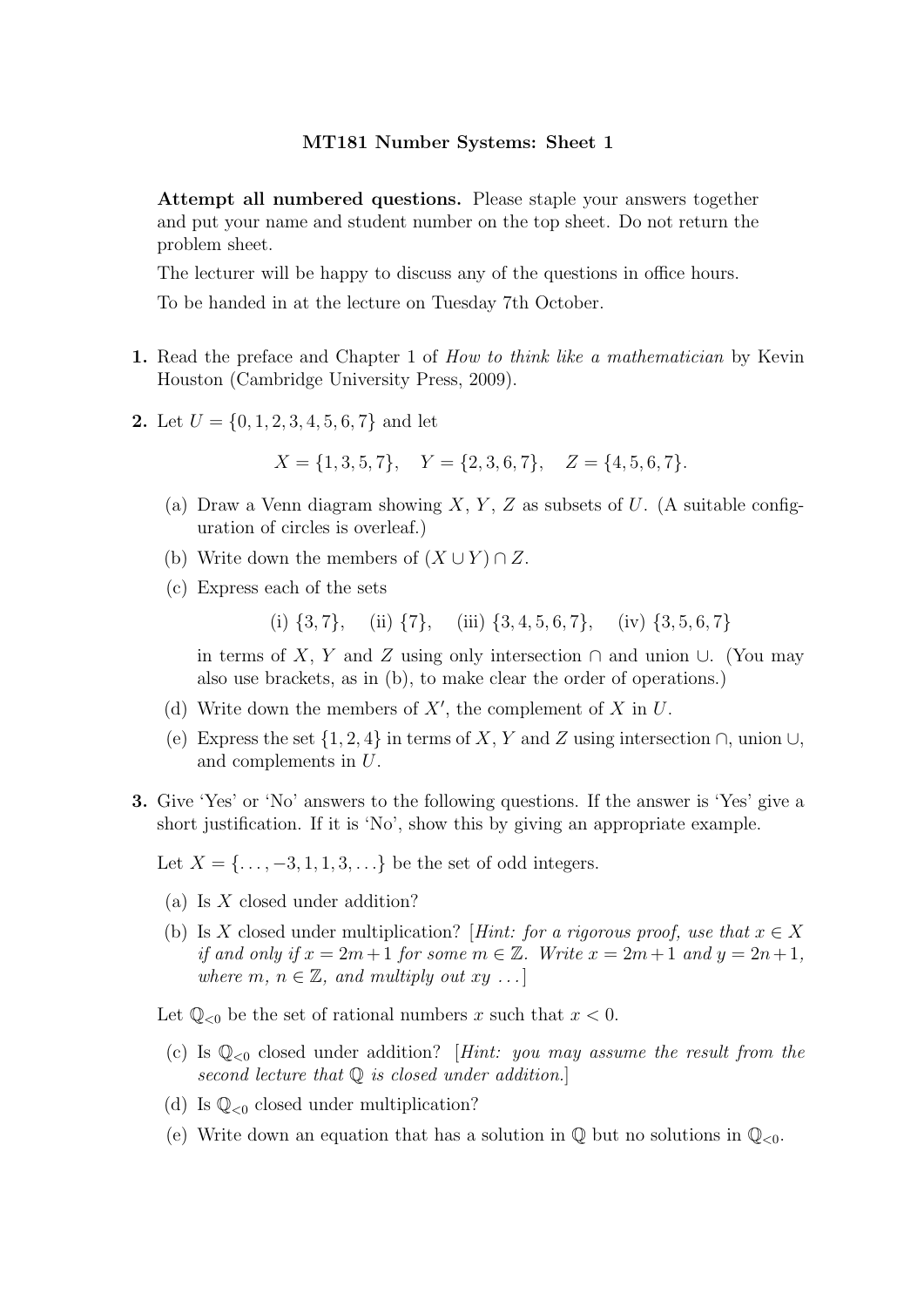# MT181 Number Systems: Sheet 1

**Attempt all numbered questions.** Please staple your answers together and put your name and student number on the top sheet. Do not return the problem sheet.

The lecturer will be happy to discuss any of the questions in office hours.

To be handed in at the lecture on Tuesday 7th October.

**1.** Read the preface and Chapter 1 of *How to think like a mathematician* by Kevin Houston (Cambridge University Press, 2009).

**2.** Let $U = \{0, 1, 2, 3, 4, 5, 6, 7\}$ and let

$$X = \{1, 3, 5, 7\}, \quad Y = \{2, 3, 6, 7\}, \quad Z = \{4, 5, 6, 7\}.$$

(a) Draw a Venn diagram showing $X$, $Y$, $Z$ as subsets of $U$. (A suitable configuration of circles is overleaf.)

(b) Write down the members of $(X \cup Y) \cap Z$.

(c) Express each of the sets

$$\text{(i) } \{3, 7\}, \quad \text{(ii) } \{7\}, \quad \text{(iii) } \{3, 4, 5, 6, 7\}, \quad \text{(iv) } \{3, 5, 6, 7\}$$

in terms of $X$, $Y$ and $Z$ using only intersection $\cap$ and union $\cup$. (You may also use brackets, as in (b), to make clear the order of operations.)

(d) Write down the members of $X'$, the complement of $X$ in $U$.

(e) Express the set $\{1, 2, 4\}$ in terms of $X$, $Y$ and $Z$ using intersection $\cap$, union $\cup$, and complements in $U$.

**3.** Give 'Yes' or 'No' answers to the following questions. If the answer is 'Yes' give a short justification. If it is 'No', show this by giving an appropriate example.

Let $X = \{\ldots, -3, 1, 1, 3, \ldots\}$ be the set of odd integers.

(a) Is $X$ closed under addition?

(b) Is $X$ closed under multiplication? [*Hint: for a rigorous proof, use that $x \in X$ if and only if $x = 2m+1$ for some $m \in \mathbb{Z}$. Write $x = 2m+1$ and $y = 2n+1$, where $m$, $n \in \mathbb{Z}$, and multiply out $xy$ ...*]

Let $\mathbb{Q}_{<0}$ be the set of rational numbers $x$ such that $x < 0$.

(c) Is $\mathbb{Q}_{<0}$ closed under addition? [*Hint: you may assume the result from the second lecture that $\mathbb{Q}$ is closed under addition.*]

(d) Is $\mathbb{Q}_{<0}$ closed under multiplication?

(e) Write down an equation that has a solution in $\mathbb{Q}$ but no solutions in $\mathbb{Q}_{<0}$.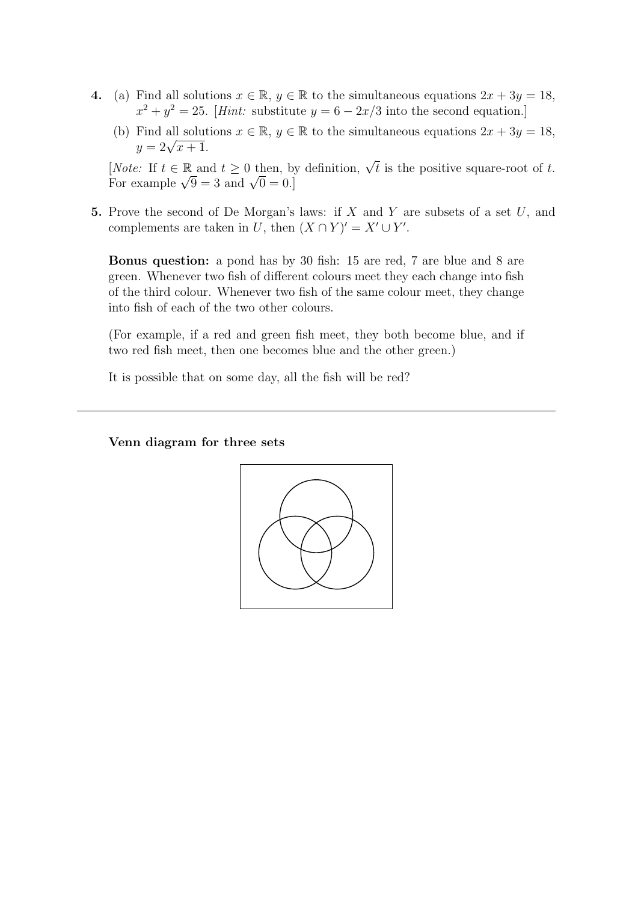**4.** (a) Find all solutions $x \in \mathbb{R}$, $y \in \mathbb{R}$ to the simultaneous equations $2x + 3y = 18$, $x^2 + y^2 = 25$. [*Hint:* substitute $y = 6 - 2x/3$ into the second equation.]

(b) Find all solutions $x \in \mathbb{R}$, $y \in \mathbb{R}$ to the simultaneous equations $2x + 3y = 18$, $y = 2\sqrt{x+1}$.

[*Note:* If $t \in \mathbb{R}$ and $t \geq 0$ then, by definition, $\sqrt{t}$ is the positive square-root of $t$. For example $\sqrt{9} = 3$ and $\sqrt{0} = 0$.]

**5.** Prove the second of De Morgan's laws: if $X$ and $Y$ are subsets of a set $U$, and complements are taken in $U$, then $(X \cap Y)' = X' \cup Y'$.

**Bonus question:** a pond has by 30 fish: 15 are red, 7 are blue and 8 are green. Whenever two fish of different colours meet they each change into fish of the third colour. Whenever two fish of the same colour meet, they change into fish of each of the two other colours.

(For example, if a red and green fish meet, they both become blue, and if two red fish meet, then one becomes blue and the other green.)

It is possible that on some day, all the fish will be red?

---

**Venn diagram for three sets**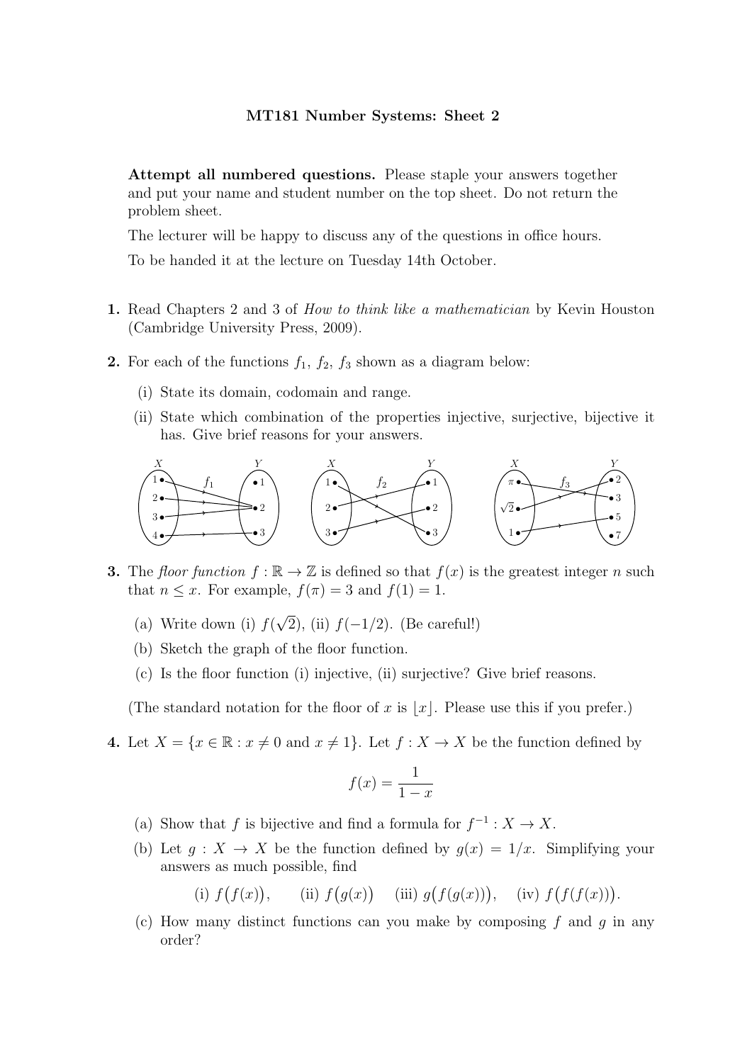**MT181 Number Systems: Sheet 2**

**Attempt all numbered questions.** Please staple your answers together and put your name and student number on the top sheet. Do not return the problem sheet.

The lecturer will be happy to discuss any of the questions in office hours.

To be handed it at the lecture on Tuesday 14th October.

**1.** Read Chapters 2 and 3 of *How to think like a mathematician* by Kevin Houston (Cambridge University Press, 2009).

**2.** For each of the functions $f_1$, $f_2$, $f_3$ shown as a diagram below:

(i) State its domain, codomain and range.

(ii) State which combination of the properties injective, surjective, bijective it has. Give brief reasons for your answers.

$f_1$: $X = \{1, 2, 3, 4\}$, $Y = \{1, 2, 3\}$; $1 \mapsto 2$, $2 \mapsto 2$, $3 \mapsto 2$, $4 \mapsto 3$.

$f_2$: $X = \{1, 2, 3\}$, $Y = \{1, 2, 3\}$; $1 \mapsto 3$, $2 \mapsto 1$, $3 \mapsto 2$.

$f_3$: $X = \{\pi, \sqrt{2}, 1\}$, $Y = \{2, 3, 5, 7\}$; $\pi \mapsto 3$, $\sqrt{2} \mapsto 2$, $1 \mapsto 5$.

**3.** The *floor function* $f : \mathbb{R} \to \mathbb{Z}$ is defined so that $f(x)$ is the greatest integer $n$ such that $n \le x$. For example, $f(\pi) = 3$ and $f(1) = 1$.

(a) Write down (i) $f(\sqrt{2})$, (ii) $f(-1/2)$. (Be careful!)

(b) Sketch the graph of the floor function.

(c) Is the floor function (i) injective, (ii) surjective? Give brief reasons.

(The standard notation for the floor of $x$ is $\lfloor x \rfloor$. Please use this if you prefer.)

**4.** Let $X = \{x \in \mathbb{R} : x \neq 0 \text{ and } x \neq 1\}$. Let $f : X \to X$ be the function defined by

$$f(x) = \frac{1}{1-x}$$

(a) Show that $f$ is bijective and find a formula for $f^{-1} : X \to X$.

(b) Let $g : X \to X$ be the function defined by $g(x) = 1/x$. Simplifying your answers as much possible, find

$$\text{(i) } f\big(f(x)\big), \quad \text{(ii) } f\big(g(x)\big) \quad \text{(iii) } g\big(f(g(x))\big), \quad \text{(iv) } f\big(f(f(x))\big).$$

(c) How many distinct functions can you make by composing $f$ and $g$ in any order?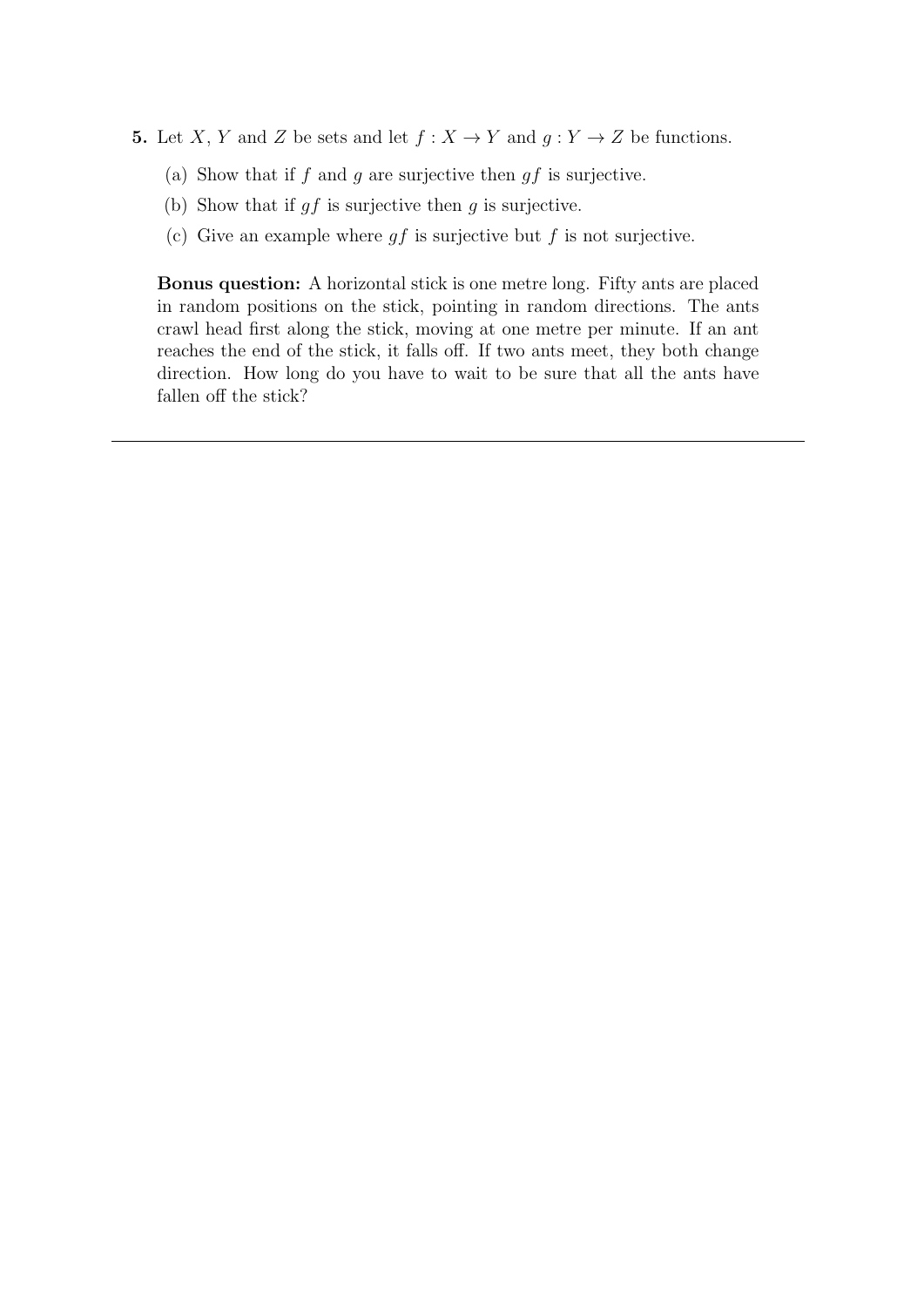**5.** Let $X$, $Y$ and $Z$ be sets and let $f : X \to Y$ and $g : Y \to Z$ be functions.

(a) Show that if $f$ and $g$ are surjective then $gf$ is surjective.

(b) Show that if $gf$ is surjective then $g$ is surjective.

(c) Give an example where $gf$ is surjective but $f$ is not surjective.

**Bonus question:** A horizontal stick is one metre long. Fifty ants are placed in random positions on the stick, pointing in random directions. The ants crawl head first along the stick, moving at one metre per minute. If an ant reaches the end of the stick, it falls off. If two ants meet, they both change direction. How long do you have to wait to be sure that all the ants have fallen off the stick?

---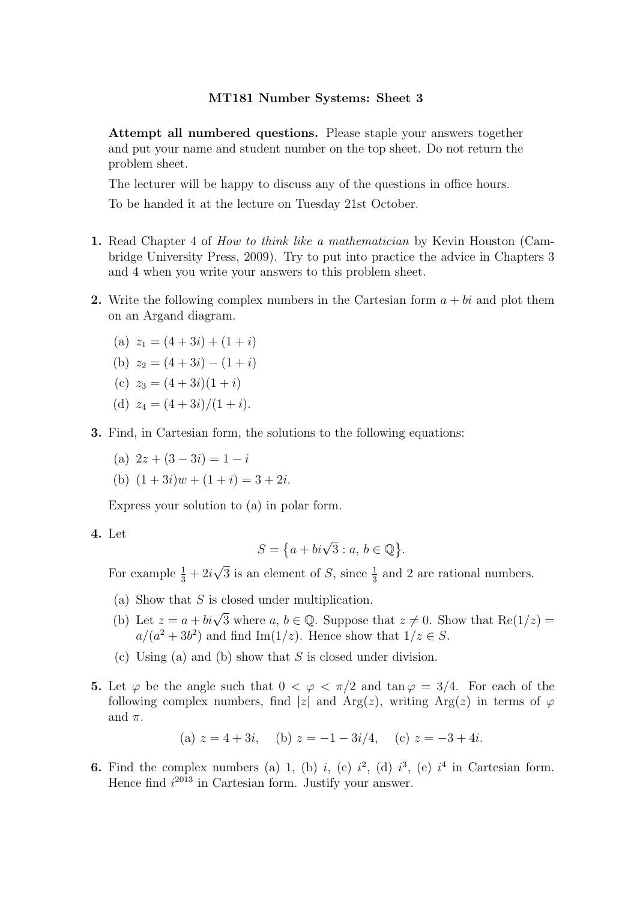**MT181 Number Systems: Sheet 3**

**Attempt all numbered questions.** Please staple your answers together and put your name and student number on the top sheet. Do not return the problem sheet.

The lecturer will be happy to discuss any of the questions in office hours.

To be handed it at the lecture on Tuesday 21st October.

**1.** Read Chapter 4 of *How to think like a mathematician* by Kevin Houston (Cambridge University Press, 2009). Try to put into practice the advice in Chapters 3 and 4 when you write your answers to this problem sheet.

**2.** Write the following complex numbers in the Cartesian form $a + bi$ and plot them on an Argand diagram.

(a) $z_1 = (4 + 3i) + (1 + i)$

(b) $z_2 = (4 + 3i) - (1 + i)$

(c) $z_3 = (4 + 3i)(1 + i)$

(d) $z_4 = (4 + 3i)/(1 + i)$.

**3.** Find, in Cartesian form, the solutions to the following equations:

(a) $2z + (3 - 3i) = 1 - i$

(b) $(1 + 3i)w + (1 + i) = 3 + 2i$.

Express your solution to (a) in polar form.

**4.** Let

$$S = \{a + bi\sqrt{3} : a, b \in \mathbb{Q}\}.$$

For example $\frac{1}{3} + 2i\sqrt{3}$ is an element of $S$, since $\frac{1}{3}$ and 2 are rational numbers.

(a) Show that $S$ is closed under multiplication.

(b) Let $z = a + bi\sqrt{3}$ where $a, b \in \mathbb{Q}$. Suppose that $z \neq 0$. Show that $\mathrm{Re}(1/z) = a/(a^2 + 3b^2)$ and find $\mathrm{Im}(1/z)$. Hence show that $1/z \in S$.

(c) Using (a) and (b) show that $S$ is closed under division.

**5.** Let $\varphi$ be the angle such that $0 < \varphi < \pi/2$ and $\tan\varphi = 3/4$. For each of the following complex numbers, find $|z|$ and $\mathrm{Arg}(z)$, writing $\mathrm{Arg}(z)$ in terms of $\varphi$ and $\pi$.

$$\text{(a) } z = 4 + 3i, \quad \text{(b) } z = -1 - 3i/4, \quad \text{(c) } z = -3 + 4i.$$

**6.** Find the complex numbers (a) 1, (b) $i$, (c) $i^2$, (d) $i^3$, (e) $i^4$ in Cartesian form. Hence find $i^{2013}$ in Cartesian form. Justify your answer.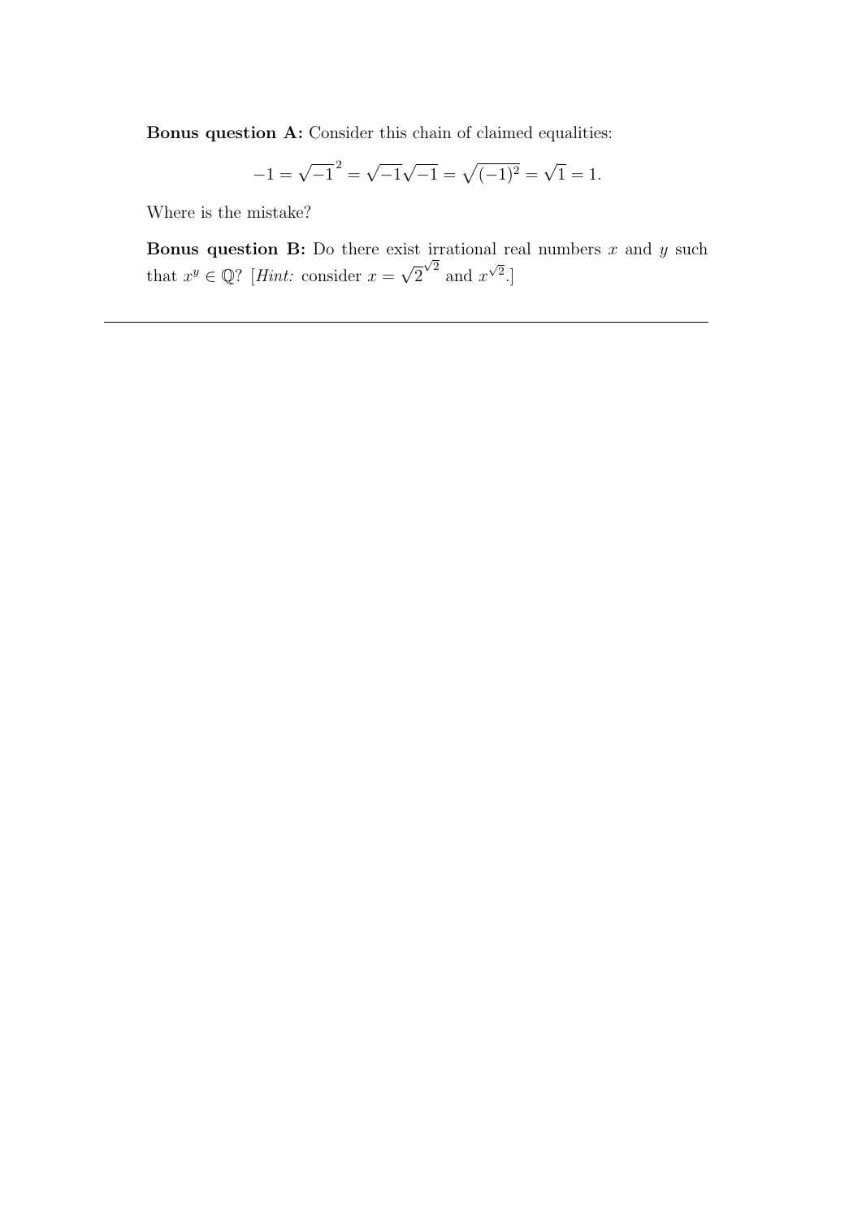**Bonus question A:** Consider this chain of claimed equalities:

$$-1 = \sqrt{-1}^2 = \sqrt{-1}\sqrt{-1} = \sqrt{(-1)^2} = \sqrt{1} = 1.$$

Where is the mistake?

**Bonus question B:** Do there exist irrational real numbers $x$ and $y$ such that $x^y \in \mathbb{Q}$? [*Hint:* consider $x = \sqrt{2}^{\sqrt{2}}$ and $x^{\sqrt{2}}$.]

---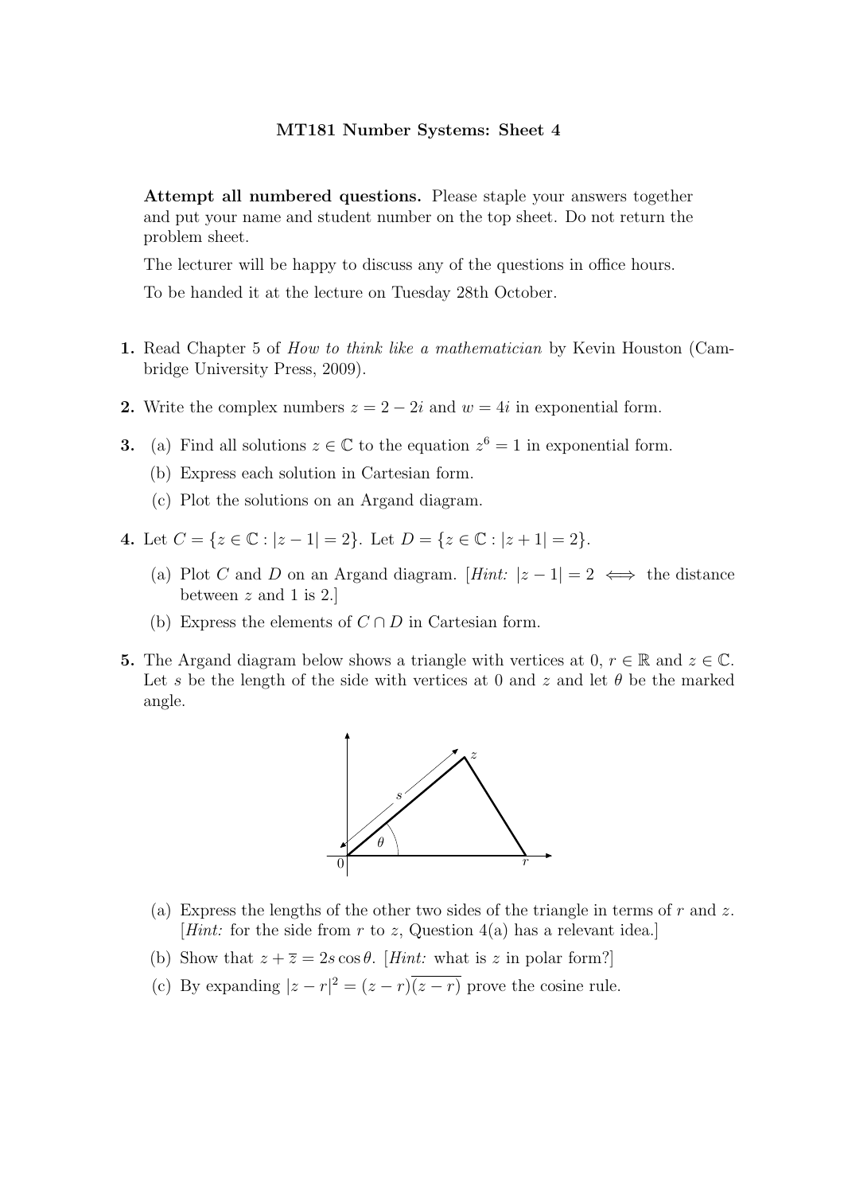**MT181 Number Systems: Sheet 4**

**Attempt all numbered questions.** Please staple your answers together and put your name and student number on the top sheet. Do not return the problem sheet.

The lecturer will be happy to discuss any of the questions in office hours.

To be handed it at the lecture on Tuesday 28th October.

**1.** Read Chapter 5 of *How to think like a mathematician* by Kevin Houston (Cambridge University Press, 2009).

**2.** Write the complex numbers $z = 2 - 2i$ and $w = 4i$ in exponential form.

**3.** (a) Find all solutions $z \in \mathbb{C}$ to the equation $z^6 = 1$ in exponential form.

(b) Express each solution in Cartesian form.

(c) Plot the solutions on an Argand diagram.

**4.** Let $C = \{z \in \mathbb{C} : |z - 1| = 2\}$. Let $D = \{z \in \mathbb{C} : |z + 1| = 2\}$.

(a) Plot $C$ and $D$ on an Argand diagram. [*Hint:* $|z - 1| = 2 \iff$ the distance between $z$ and 1 is 2.]

(b) Express the elements of $C \cap D$ in Cartesian form.

**5.** The Argand diagram below shows a triangle with vertices at $0$, $r \in \mathbb{R}$ and $z \in \mathbb{C}$. Let $s$ be the length of the side with vertices at $0$ and $z$ and let $\theta$ be the marked angle.

(a) Express the lengths of the other two sides of the triangle in terms of $r$ and $z$. [*Hint:* for the side from $r$ to $z$, Question 4(a) has a relevant idea.]

(b) Show that $z + \overline{z} = 2s \cos\theta$. [*Hint:* what is $z$ in polar form?]

(c) By expanding $|z - r|^2 = (z - r)\overline{(z - r)}$ prove the cosine rule.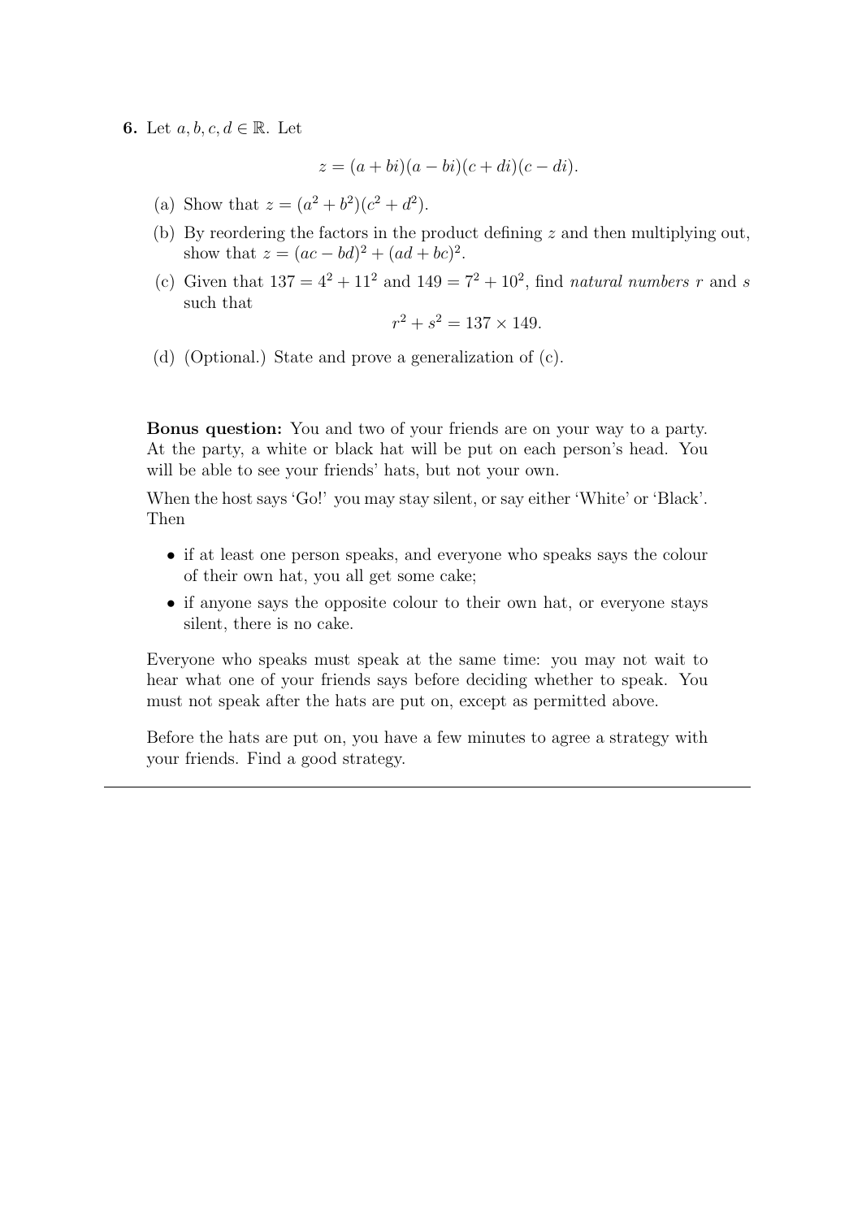**6.** Let $a, b, c, d \in \mathbb{R}$. Let

$$z = (a + bi)(a - bi)(c + di)(c - di).$$

(a) Show that $z = (a^2 + b^2)(c^2 + d^2)$.

(b) By reordering the factors in the product defining $z$ and then multiplying out, show that $z = (ac - bd)^2 + (ad + bc)^2$.

(c) Given that $137 = 4^2 + 11^2$ and $149 = 7^2 + 10^2$, find *natural numbers* $r$ and $s$ such that

$$r^2 + s^2 = 137 \times 149.$$

(d) (Optional.) State and prove a generalization of (c).

**Bonus question:** You and two of your friends are on your way to a party. At the party, a white or black hat will be put on each person's head. You will be able to see your friends' hats, but not your own.

When the host says 'Go!' you may stay silent, or say either 'White' or 'Black'. Then

- if at least one person speaks, and everyone who speaks says the colour of their own hat, you all get some cake;
- if anyone says the opposite colour to their own hat, or everyone stays silent, there is no cake.

Everyone who speaks must speak at the same time: you may not wait to hear what one of your friends says before deciding whether to speak. You must not speak after the hats are put on, except as permitted above.

Before the hats are put on, you have a few minutes to agree a strategy with your friends. Find a good strategy.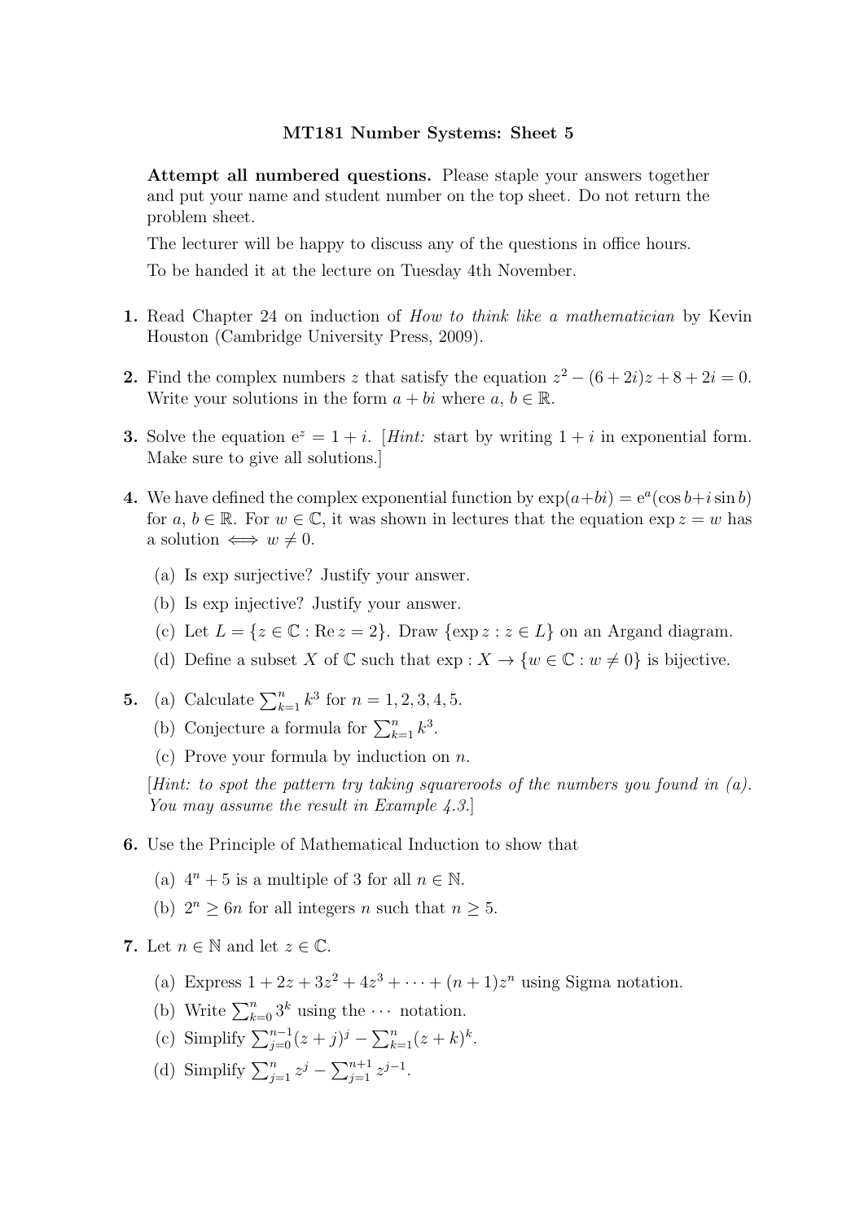# MT181 Number Systems: Sheet 5

**Attempt all numbered questions.** Please staple your answers together and put your name and student number on the top sheet. Do not return the problem sheet.

The lecturer will be happy to discuss any of the questions in office hours.

To be handed it at the lecture on Tuesday 4th November.

**1.** Read Chapter 24 on induction of *How to think like a mathematician* by Kevin Houston (Cambridge University Press, 2009).

**2.** Find the complex numbers $z$ that satisfy the equation $z^2 - (6+2i)z + 8 + 2i = 0$. Write your solutions in the form $a + bi$ where $a, b \in \mathbb{R}$.

**3.** Solve the equation $e^z = 1 + i$. [*Hint:* start by writing $1 + i$ in exponential form. Make sure to give all solutions.]

**4.** We have defined the complex exponential function by $\exp(a+bi) = e^a(\cos b + i \sin b)$ for $a, b \in \mathbb{R}$. For $w \in \mathbb{C}$, it was shown in lectures that the equation $\exp z = w$ has a solution $\iff w \neq 0$.

(a) Is exp surjective? Justify your answer.

(b) Is exp injective? Justify your answer.

(c) Let $L = \{z \in \mathbb{C} : \operatorname{Re} z = 2\}$. Draw $\{\exp z : z \in L\}$ on an Argand diagram.

(d) Define a subset $X$ of $\mathbb{C}$ such that $\exp : X \to \{w \in \mathbb{C} : w \neq 0\}$ is bijective.

**5.** (a) Calculate $\sum_{k=1}^{n} k^3$ for $n = 1, 2, 3, 4, 5$.

(b) Conjecture a formula for $\sum_{k=1}^{n} k^3$.

(c) Prove your formula by induction on $n$.

[*Hint: to spot the pattern try taking squareroots of the numbers you found in (a). You may assume the result in Example 4.3.*]

**6.** Use the Principle of Mathematical Induction to show that

(a) $4^n + 5$ is a multiple of 3 for all $n \in \mathbb{N}$.

(b) $2^n \geq 6n$ for all integers $n$ such that $n \geq 5$.

**7.** Let $n \in \mathbb{N}$ and let $z \in \mathbb{C}$.

(a) Express $1 + 2z + 3z^2 + 4z^3 + \cdots + (n+1)z^n$ using Sigma notation.

(b) Write $\sum_{k=0}^{n} 3^k$ using the $\cdots$ notation.

(c) Simplify $\sum_{j=0}^{n-1}(z+j)^j - \sum_{k=1}^{n}(z+k)^k$.

(d) Simplify $\sum_{j=1}^{n} z^j - \sum_{j=1}^{n+1} z^{j-1}$.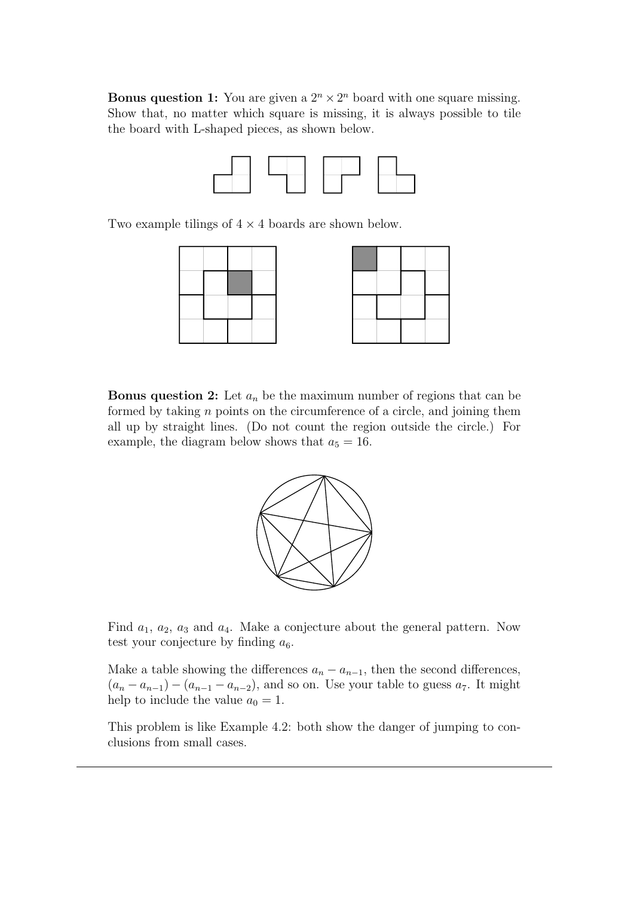**Bonus question 1:** You are given a $2^n \times 2^n$ board with one square missing. Show that, no matter which square is missing, it is always possible to tile the board with L-shaped pieces, as shown below.

Two example tilings of $4 \times 4$ boards are shown below.

**Bonus question 2:** Let $a_n$ be the maximum number of regions that can be formed by taking $n$ points on the circumference of a circle, and joining them all up by straight lines. (Do not count the region outside the circle.) For example, the diagram below shows that $a_5 = 16$.

Find $a_1$, $a_2$, $a_3$ and $a_4$. Make a conjecture about the general pattern. Now test your conjecture by finding $a_6$.

Make a table showing the differences $a_n - a_{n-1}$, then the second differences, $(a_n - a_{n-1}) - (a_{n-1} - a_{n-2})$, and so on. Use your table to guess $a_7$. It might help to include the value $a_0 = 1$.

This problem is like Example 4.2: both show the danger of jumping to conclusions from small cases.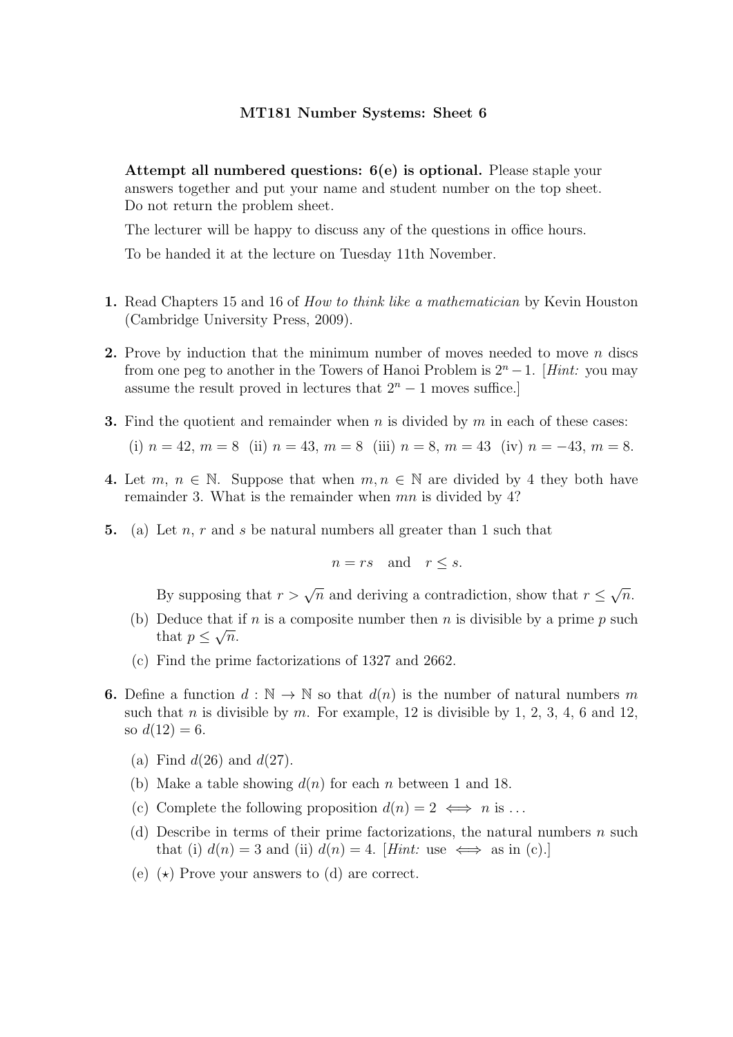**MT181 Number Systems: Sheet 6**

**Attempt all numbered questions: 6(e) is optional.** Please staple your answers together and put your name and student number on the top sheet. Do not return the problem sheet.

The lecturer will be happy to discuss any of the questions in office hours.

To be handed it at the lecture on Tuesday 11th November.

**1.** Read Chapters 15 and 16 of *How to think like a mathematician* by Kevin Houston (Cambridge University Press, 2009).

**2.** Prove by induction that the minimum number of moves needed to move $n$ discs from one peg to another in the Towers of Hanoi Problem is $2^n - 1$. [*Hint:* you may assume the result proved in lectures that $2^n - 1$ moves suffice.]

**3.** Find the quotient and remainder when $n$ is divided by $m$ in each of these cases:

(i) $n = 42$, $m = 8$ (ii) $n = 43$, $m = 8$ (iii) $n = 8$, $m = 43$ (iv) $n = -43$, $m = 8$.

**4.** Let $m$, $n \in \mathbb{N}$. Suppose that when $m, n \in \mathbb{N}$ are divided by 4 they both have remainder 3. What is the remainder when $mn$ is divided by 4?

**5.** (a) Let $n$, $r$ and $s$ be natural numbers all greater than 1 such that

$$n = rs \quad \text{and} \quad r \leq s.$$

By supposing that $r > \sqrt{n}$ and deriving a contradiction, show that $r \leq \sqrt{n}$.

(b) Deduce that if $n$ is a composite number then $n$ is divisible by a prime $p$ such that $p \leq \sqrt{n}$.

(c) Find the prime factorizations of 1327 and 2662.

**6.** Define a function $d : \mathbb{N} \to \mathbb{N}$ so that $d(n)$ is the number of natural numbers $m$ such that $n$ is divisible by $m$. For example, 12 is divisible by 1, 2, 3, 4, 6 and 12, so $d(12) = 6$.

(a) Find $d(26)$ and $d(27)$.

(b) Make a table showing $d(n)$ for each $n$ between 1 and 18.

(c) Complete the following proposition $d(n) = 2 \iff n$ is ...

(d) Describe in terms of their prime factorizations, the natural numbers $n$ such that (i) $d(n) = 3$ and (ii) $d(n) = 4$. [*Hint:* use $\iff$ as in (c).]

(e) ($\star$) Prove your answers to (d) are correct.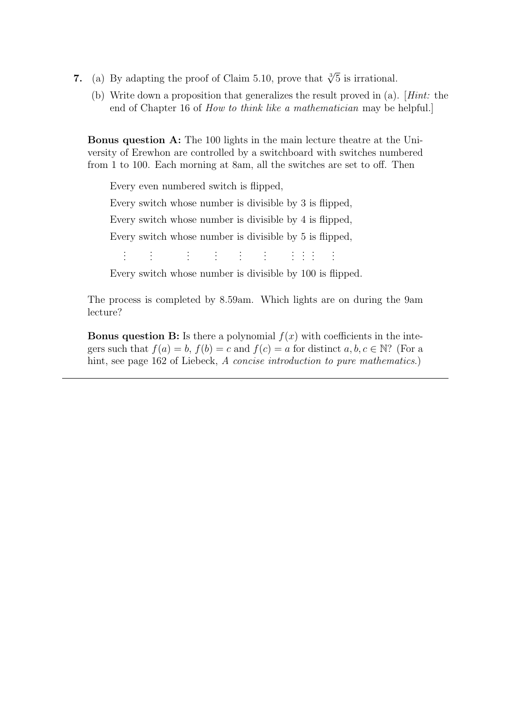**7.** (a) By adapting the proof of Claim 5.10, prove that $\sqrt[3]{5}$ is irrational.

(b) Write down a proposition that generalizes the result proved in (a). [*Hint:* the end of Chapter 16 of *How to think like a mathematician* may be helpful.]

**Bonus question A:** The 100 lights in the main lecture theatre at the University of Erewhon are controlled by a switchboard with switches numbered from 1 to 100. Each morning at 8am, all the switches are set to off. Then

Every even numbered switch is flipped,

Every switch whose number is divisible by 3 is flipped,

Every switch whose number is divisible by 4 is flipped,

Every switch whose number is divisible by 5 is flipped,

$\vdots \quad \vdots \quad \vdots \quad \vdots \quad \vdots \quad \vdots \quad \vdots \; \vdots \; \vdots \quad \vdots$

Every switch whose number is divisible by 100 is flipped.

The process is completed by 8.59am. Which lights are on during the 9am lecture?

**Bonus question B:** Is there a polynomial $f(x)$ with coefficients in the integers such that $f(a) = b$, $f(b) = c$ and $f(c) = a$ for distinct $a, b, c \in \mathbb{N}$? (For a hint, see page 162 of Liebeck, *A concise introduction to pure mathematics*.)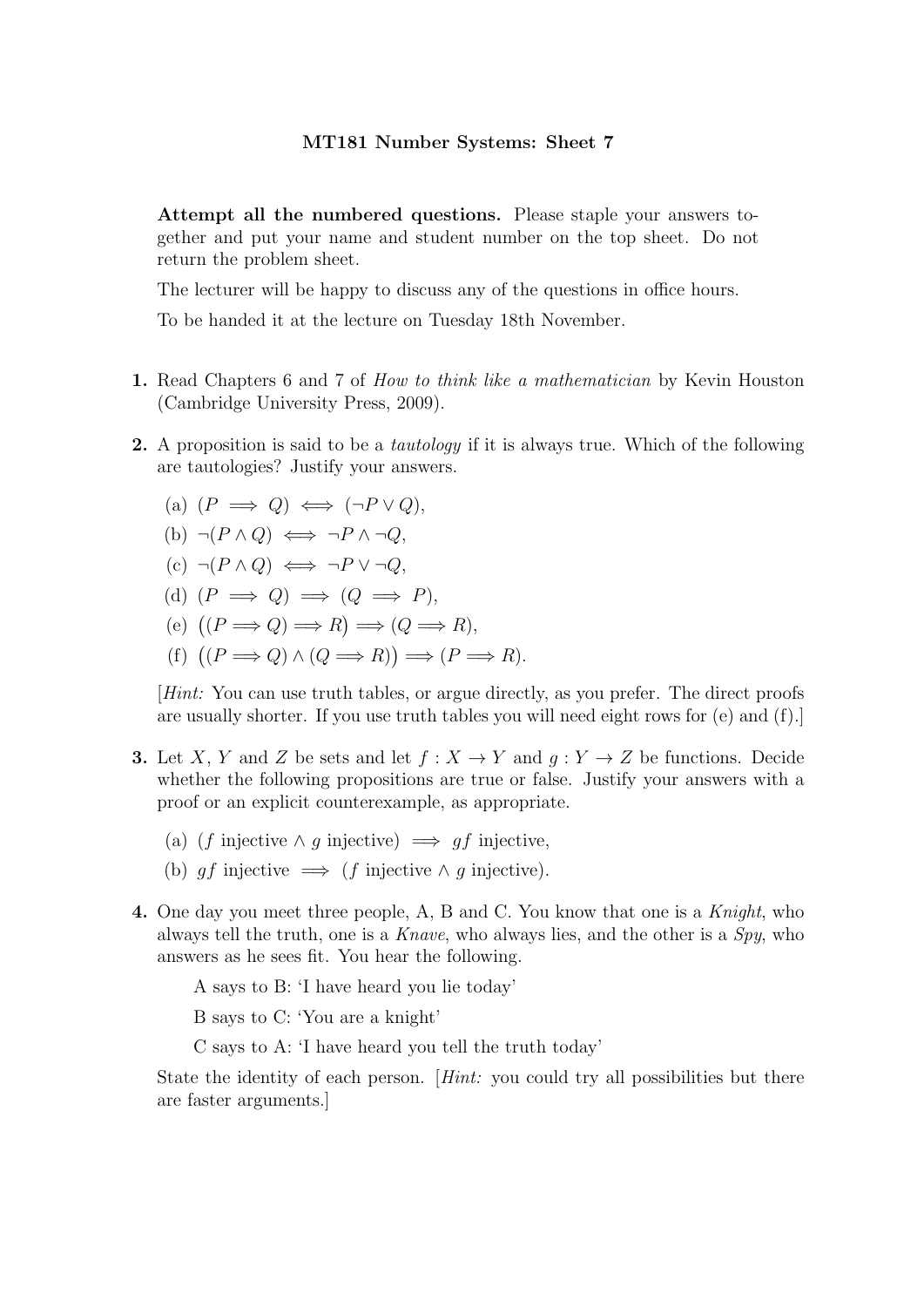**MT181 Number Systems: Sheet 7**

**Attempt all the numbered questions.** Please staple your answers together and put your name and student number on the top sheet. Do not return the problem sheet.

The lecturer will be happy to discuss any of the questions in office hours.

To be handed it at the lecture on Tuesday 18th November.

**1.** Read Chapters 6 and 7 of *How to think like a mathematician* by Kevin Houston (Cambridge University Press, 2009).

**2.** A proposition is said to be a *tautology* if it is always true. Which of the following are tautologies? Justify your answers.

(a) $(P \implies Q) \iff (\neg P \vee Q)$,

(b) $\neg(P \wedge Q) \iff \neg P \wedge \neg Q$,

(c) $\neg(P \wedge Q) \iff \neg P \vee \neg Q$,

(d) $(P \implies Q) \implies (Q \implies P)$,

(e) $\big((P \implies Q) \implies R\big) \implies (Q \implies R)$,

(f) $\big((P \implies Q) \wedge (Q \implies R)\big) \implies (P \implies R)$.

[*Hint:* You can use truth tables, or argue directly, as you prefer. The direct proofs are usually shorter. If you use truth tables you will need eight rows for (e) and (f).]

**3.** Let $X$, $Y$ and $Z$ be sets and let $f : X \to Y$ and $g : Y \to Z$ be functions. Decide whether the following propositions are true or false. Justify your answers with a proof or an explicit counterexample, as appropriate.

(a) ($f$ injective $\wedge$ $g$ injective) $\implies$ $gf$ injective,

(b) $gf$ injective $\implies$ ($f$ injective $\wedge$ $g$ injective).

**4.** One day you meet three people, A, B and C. You know that one is a *Knight*, who always tell the truth, one is a *Knave*, who always lies, and the other is a *Spy*, who answers as he sees fit. You hear the following.

A says to B: 'I have heard you lie today'

B says to C: 'You are a knight'

C says to A: 'I have heard you tell the truth today'

State the identity of each person. [*Hint:* you could try all possibilities but there are faster arguments.]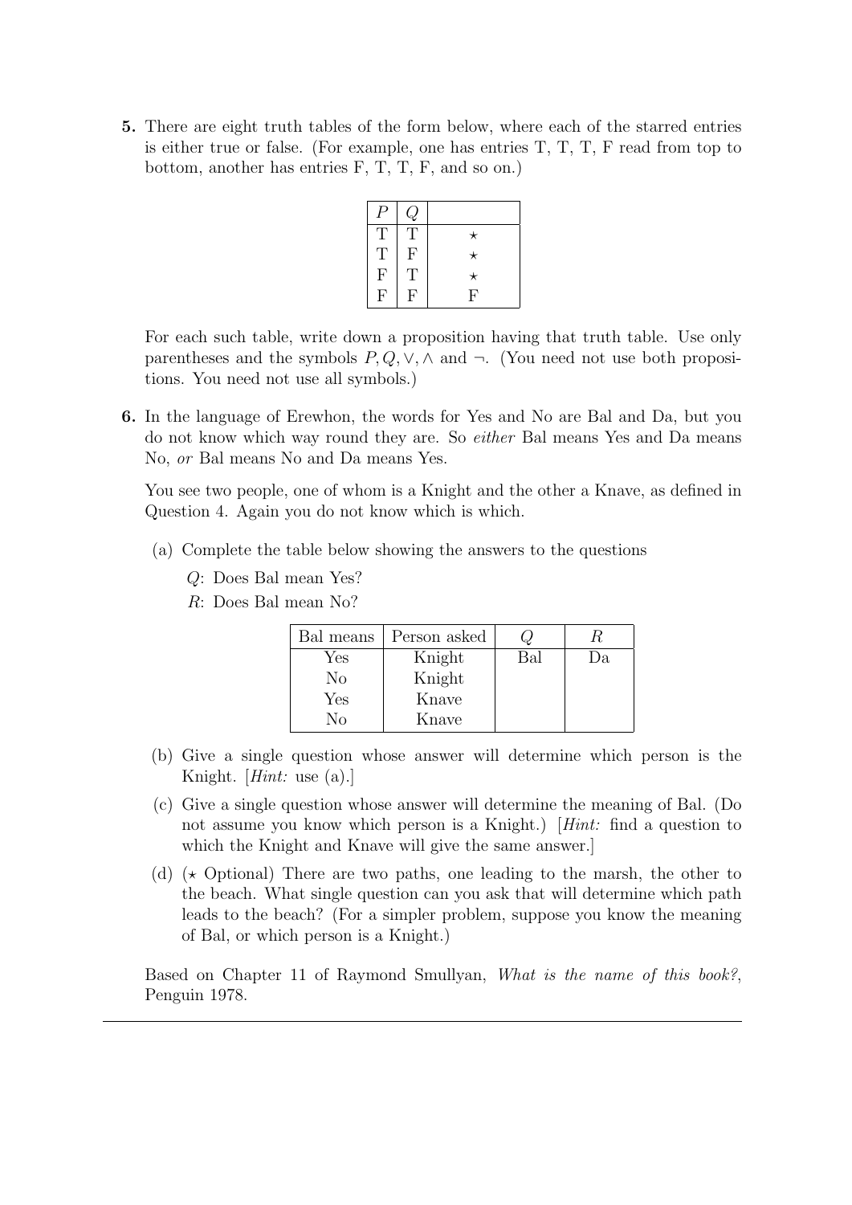**5.** There are eight truth tables of the form below, where each of the starred entries is either true or false. (For example, one has entries T, T, T, F read from top to bottom, another has entries F, T, T, F, and so on.)

| $P$ | $Q$ | |
|---|---|---|
| T | T | ⋆ |
| T | F | ⋆ |
| F | T | ⋆ |
| F | F | F |

For each such table, write down a proposition having that truth table. Use only parentheses and the symbols $P, Q, \vee, \wedge$ and $\neg$. (You need not use both propositions. You need not use all symbols.)

**6.** In the language of Erewhon, the words for Yes and No are Bal and Da, but you do not know which way round they are. So *either* Bal means Yes and Da means No, *or* Bal means No and Da means Yes.

You see two people, one of whom is a Knight and the other a Knave, as defined in Question 4. Again you do not know which is which.

(a) Complete the table below showing the answers to the questions

$Q$: Does Bal mean Yes?

$R$: Does Bal mean No?

| Bal means | Person asked | $Q$ | $R$ |
|---|---|---|---|
| Yes | Knight | Bal | Da |
| No | Knight | | |
| Yes | Knave | | |
| No | Knave | | |

(b) Give a single question whose answer will determine which person is the Knight. [*Hint:* use (a).]

(c) Give a single question whose answer will determine the meaning of Bal. (Do not assume you know which person is a Knight.) [*Hint:* find a question to which the Knight and Knave will give the same answer.]

(d) (⋆ Optional) There are two paths, one leading to the marsh, the other to the beach. What single question can you ask that will determine which path leads to the beach? (For a simpler problem, suppose you know the meaning of Bal, or which person is a Knight.)

Based on Chapter 11 of Raymond Smullyan, *What is the name of this book?*, Penguin 1978.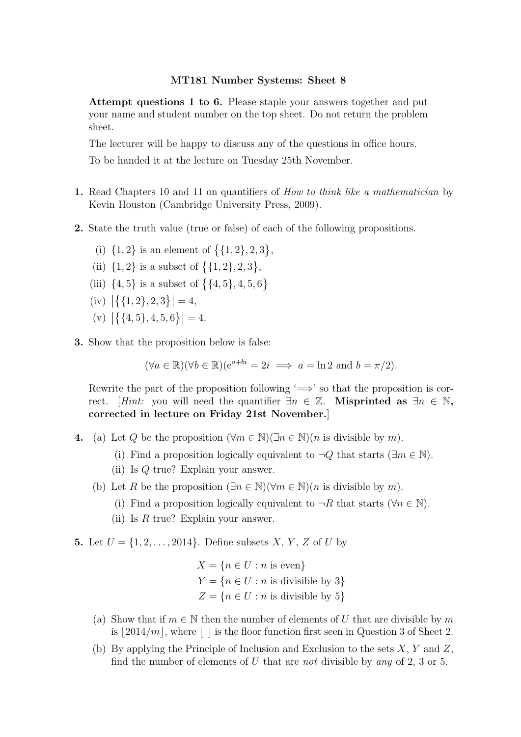# MT181 Number Systems: Sheet 8

**Attempt questions 1 to 6.** Please staple your answers together and put your name and student number on the top sheet. Do not return the problem sheet.

The lecturer will be happy to discuss any of the questions in office hours.

To be handed it at the lecture on Tuesday 25th November.

**1.** Read Chapters 10 and 11 on quantifiers of *How to think like a mathematician* by Kevin Houston (Cambridge University Press, 2009).

**2.** State the truth value (true or false) of each of the following propositions.

(i) $\{1, 2\}$ is an element of $\big\{\{1, 2\}, 2, 3\big\}$,

(ii) $\{1, 2\}$ is a subset of $\big\{\{1, 2\}, 2, 3\big\}$,

(iii) $\{4, 5\}$ is a subset of $\big\{\{4, 5\}, 4, 5, 6\big\}$

(iv) $\big|\big\{\{1, 2\}, 2, 3\big\}\big| = 4$,

(v) $\big|\big\{\{4, 5\}, 4, 5, 6\big\}\big| = 4$.

**3.** Show that the proposition below is false:

$$(\forall a \in \mathbb{R})(\forall b \in \mathbb{R})(\mathrm{e}^{a+bi} = 2i \implies a = \ln 2 \text{ and } b = \pi/2).$$

Rewrite the part of the proposition following '$\Longrightarrow$' so that the proposition is correct. [*Hint:* you will need the quantifier $\exists n \in \mathbb{Z}$. **Misprinted as $\exists n \in \mathbb{N}$, corrected in lecture on Friday 21st November.**]

**4.** (a) Let $Q$ be the proposition $(\forall m \in \mathbb{N})(\exists n \in \mathbb{N})(n \text{ is divisible by } m)$.

(i) Find a proposition logically equivalent to $\neg Q$ that starts $(\exists m \in \mathbb{N})$.

(ii) Is $Q$ true? Explain your answer.

(b) Let $R$ be the proposition $(\exists n \in \mathbb{N})(\forall m \in \mathbb{N})(n \text{ is divisible by } m)$.

(i) Find a proposition logically equivalent to $\neg R$ that starts $(\forall n \in \mathbb{N})$.

(ii) Is $R$ true? Explain your answer.

**5.** Let $U = \{1, 2, \ldots, 2014\}$. Define subsets $X$, $Y$, $Z$ of $U$ by

$$X = \{n \in U : n \text{ is even}\}$$
$$Y = \{n \in U : n \text{ is divisible by } 3\}$$
$$Z = \{n \in U : n \text{ is divisible by } 5\}$$

(a) Show that if $m \in \mathbb{N}$ then the number of elements of $U$ that are divisible by $m$ is $\lfloor 2014/m \rfloor$, where $\lfloor\ \rfloor$ is the floor function first seen in Question 3 of Sheet 2.

(b) By applying the Principle of Inclusion and Exclusion to the sets $X$, $Y$ and $Z$, find the number of elements of $U$ that are *not* divisible by *any* of 2, 3 or 5.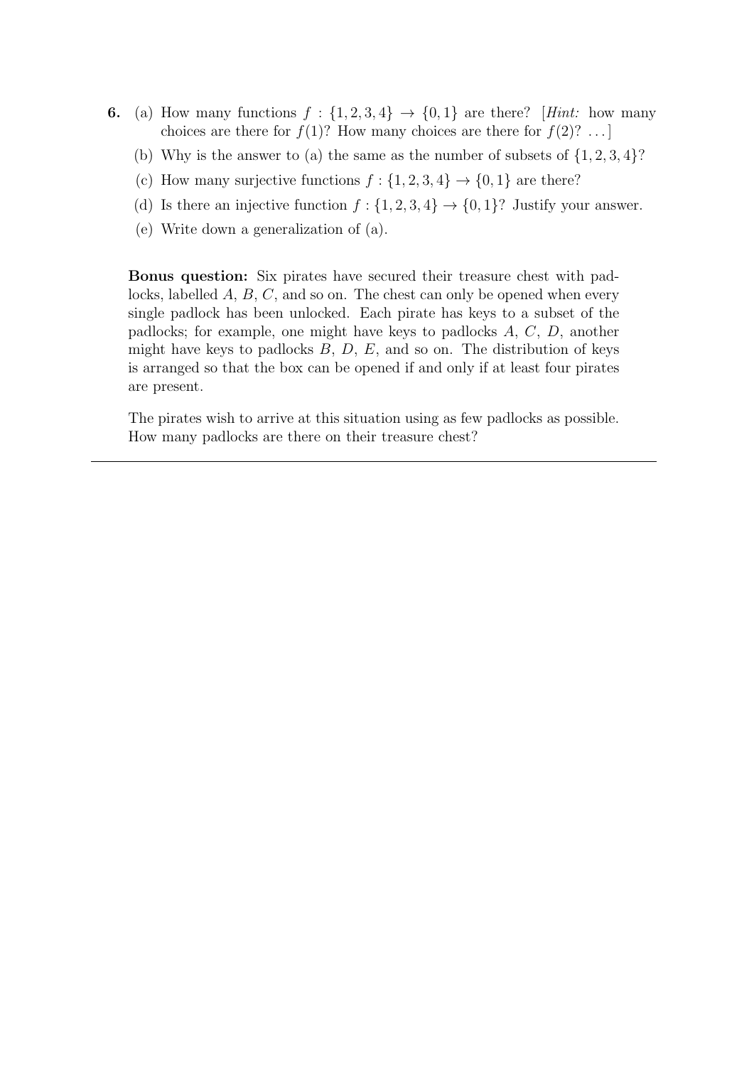**6.** (a) How many functions $f : \{1, 2, 3, 4\} \to \{0, 1\}$ are there? [*Hint:* how many choices are there for $f(1)$? How many choices are there for $f(2)$? ...]

(b) Why is the answer to (a) the same as the number of subsets of $\{1, 2, 3, 4\}$?

(c) How many surjective functions $f : \{1, 2, 3, 4\} \to \{0, 1\}$ are there?

(d) Is there an injective function $f : \{1, 2, 3, 4\} \to \{0, 1\}$? Justify your answer.

(e) Write down a generalization of (a).

**Bonus question:** Six pirates have secured their treasure chest with padlocks, labelled $A$, $B$, $C$, and so on. The chest can only be opened when every single padlock has been unlocked. Each pirate has keys to a subset of the padlocks; for example, one might have keys to padlocks $A$, $C$, $D$, another might have keys to padlocks $B$, $D$, $E$, and so on. The distribution of keys is arranged so that the box can be opened if and only if at least four pirates are present.

The pirates wish to arrive at this situation using as few padlocks as possible. How many padlocks are there on their treasure chest?

---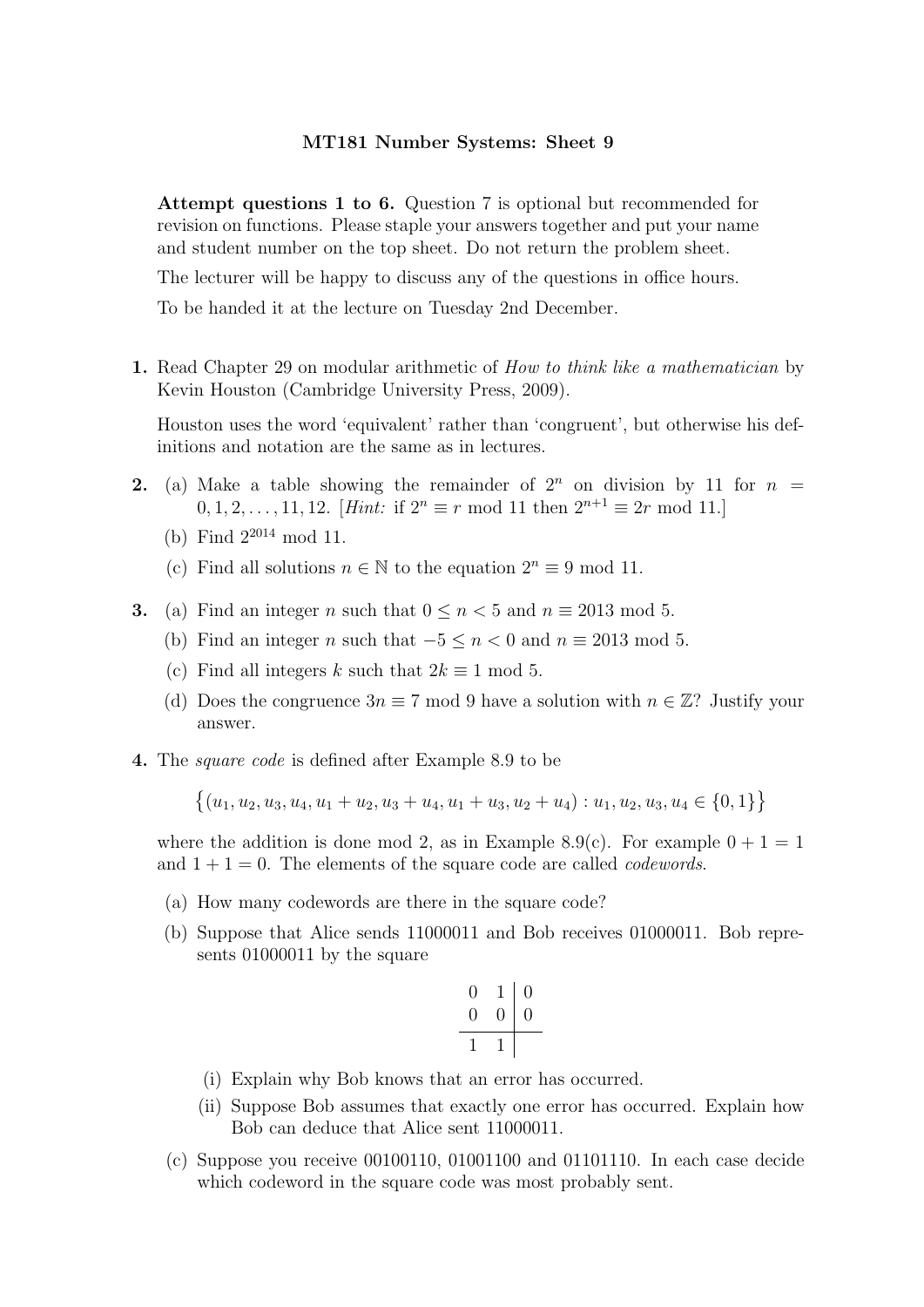# MT181 Number Systems: Sheet 9

**Attempt questions 1 to 6.** Question 7 is optional but recommended for revision on functions. Please staple your answers together and put your name and student number on the top sheet. Do not return the problem sheet.

The lecturer will be happy to discuss any of the questions in office hours.

To be handed it at the lecture on Tuesday 2nd December.

**1.** Read Chapter 29 on modular arithmetic of *How to think like a mathematician* by Kevin Houston (Cambridge University Press, 2009).

Houston uses the word 'equivalent' rather than 'congruent', but otherwise his definitions and notation are the same as in lectures.

**2.** (a) Make a table showing the remainder of $2^n$ on division by 11 for $n = 0, 1, 2, \ldots, 11, 12$. [*Hint:* if $2^n \equiv r \bmod 11$ then $2^{n+1} \equiv 2r \bmod 11$.]

(b) Find $2^{2014} \bmod 11$.

(c) Find all solutions $n \in \mathbb{N}$ to the equation $2^n \equiv 9 \bmod 11$.

**3.** (a) Find an integer $n$ such that $0 \leq n < 5$ and $n \equiv 2013 \bmod 5$.

(b) Find an integer $n$ such that $-5 \leq n < 0$ and $n \equiv 2013 \bmod 5$.

(c) Find all integers $k$ such that $2k \equiv 1 \bmod 5$.

(d) Does the congruence $3n \equiv 7 \bmod 9$ have a solution with $n \in \mathbb{Z}$? Justify your answer.

**4.** The *square code* is defined after Example 8.9 to be

$$\{(u_1, u_2, u_3, u_4, u_1 + u_2, u_3 + u_4, u_1 + u_3, u_2 + u_4) : u_1, u_2, u_3, u_4 \in \{0, 1\}\}$$

where the addition is done mod 2, as in Example 8.9(c). For example $0 + 1 = 1$ and $1 + 1 = 0$. The elements of the square code are called *codewords*.

(a) How many codewords are there in the square code?

(b) Suppose that Alice sends 11000011 and Bob receives 01000011. Bob represents 01000011 by the square

$$\begin{array}{cc|c} 0 & 1 & 0 \\ 0 & 0 & 0 \\ \hline 1 & 1 & \end{array}$$

(i) Explain why Bob knows that an error has occurred.

(ii) Suppose Bob assumes that exactly one error has occurred. Explain how Bob can deduce that Alice sent 11000011.

(c) Suppose you receive 00100110, 01001100 and 01101110. In each case decide which codeword in the square code was most probably sent.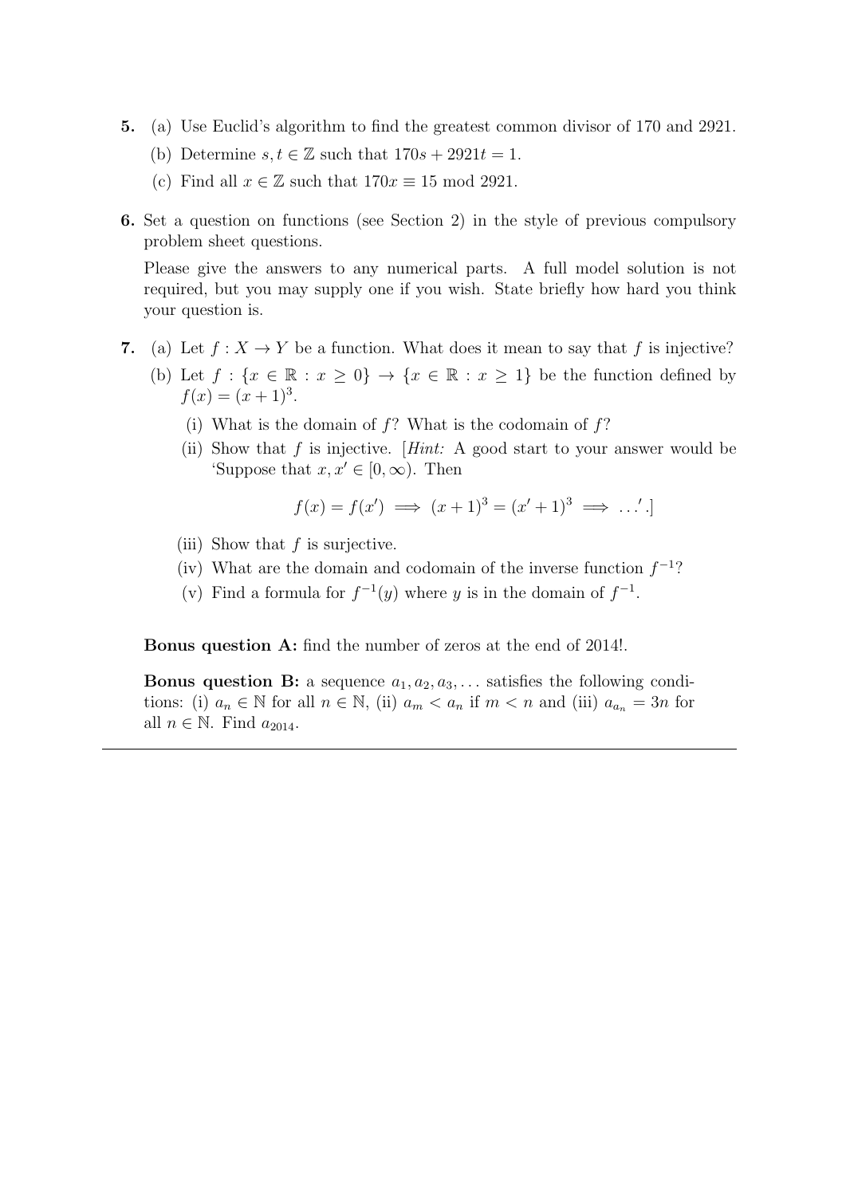**5.** (a) Use Euclid's algorithm to find the greatest common divisor of 170 and 2921.

(b) Determine $s, t \in \mathbb{Z}$ such that $170s + 2921t = 1$.

(c) Find all $x \in \mathbb{Z}$ such that $170x \equiv 15 \bmod 2921$.

**6.** Set a question on functions (see Section 2) in the style of previous compulsory problem sheet questions.

Please give the answers to any numerical parts. A full model solution is not required, but you may supply one if you wish. State briefly how hard you think your question is.

**7.** (a) Let $f : X \to Y$ be a function. What does it mean to say that $f$ is injective?

(b) Let $f : \{x \in \mathbb{R} : x \geq 0\} \to \{x \in \mathbb{R} : x \geq 1\}$ be the function defined by $f(x) = (x + 1)^3$.

(i) What is the domain of $f$? What is the codomain of $f$?

(ii) Show that $f$ is injective. [*Hint:* A good start to your answer would be 'Suppose that $x, x' \in [0, \infty)$. Then

$$f(x) = f(x') \implies (x + 1)^3 = (x' + 1)^3 \implies \ldots'.]$$

(iii) Show that $f$ is surjective.

(iv) What are the domain and codomain of the inverse function $f^{-1}$?

(v) Find a formula for $f^{-1}(y)$ where $y$ is in the domain of $f^{-1}$.

**Bonus question A:** find the number of zeros at the end of 2014!.

**Bonus question B:** a sequence $a_1, a_2, a_3, \ldots$ satisfies the following conditions: (i) $a_n \in \mathbb{N}$ for all $n \in \mathbb{N}$, (ii) $a_m < a_n$ if $m < n$ and (iii) $a_{a_n} = 3n$ for all $n \in \mathbb{N}$. Find $a_{2014}$.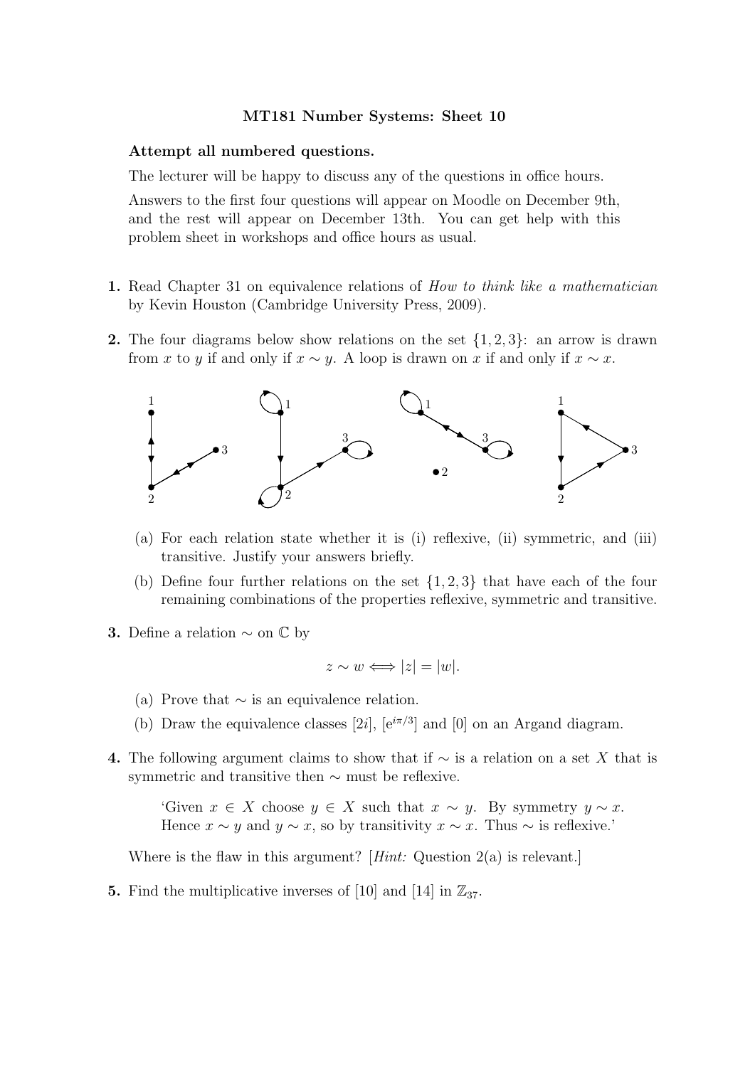**MT181 Number Systems: Sheet 10**

**Attempt all numbered questions.**

The lecturer will be happy to discuss any of the questions in office hours.

Answers to the first four questions will appear on Moodle on December 9th, and the rest will appear on December 13th. You can get help with this problem sheet in workshops and office hours as usual.

**1.** Read Chapter 31 on equivalence relations of *How to think like a mathematician* by Kevin Houston (Cambridge University Press, 2009).

**2.** The four diagrams below show relations on the set $\{1, 2, 3\}$: an arrow is drawn from $x$ to $y$ if and only if $x \sim y$. A loop is drawn on $x$ if and only if $x \sim x$.

(a) For each relation state whether it is (i) reflexive, (ii) symmetric, and (iii) transitive. Justify your answers briefly.

(b) Define four further relations on the set $\{1, 2, 3\}$ that have each of the four remaining combinations of the properties reflexive, symmetric and transitive.

**3.** Define a relation $\sim$ on $\mathbb{C}$ by

$$z \sim w \iff |z| = |w|.$$

(a) Prove that $\sim$ is an equivalence relation.

(b) Draw the equivalence classes $[2i]$, $[e^{i\pi/3}]$ and $[0]$ on an Argand diagram.

**4.** The following argument claims to show that if $\sim$ is a relation on a set $X$ that is symmetric and transitive then $\sim$ must be reflexive.

> 'Given $x \in X$ choose $y \in X$ such that $x \sim y$. By symmetry $y \sim x$. Hence $x \sim y$ and $y \sim x$, so by transitivity $x \sim x$. Thus $\sim$ is reflexive.'

Where is the flaw in this argument? [*Hint:* Question 2(a) is relevant.]

**5.** Find the multiplicative inverses of $[10]$ and $[14]$ in $\mathbb{Z}_{37}$.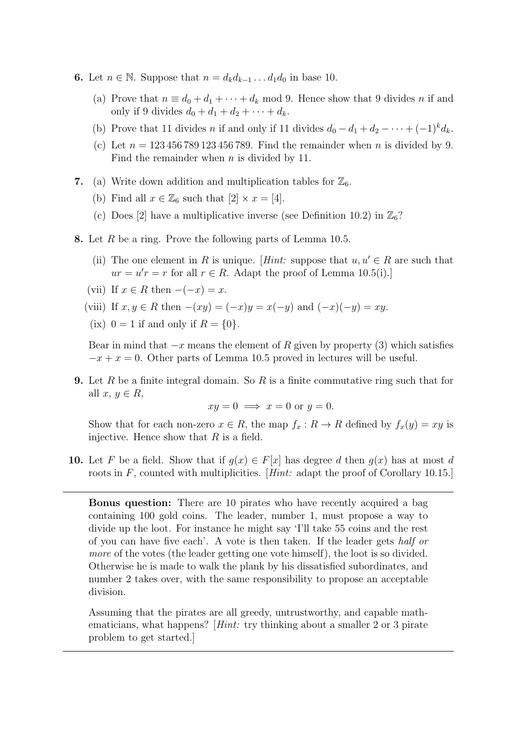**6.** Let $n \in \mathbb{N}$. Suppose that $n = d_k d_{k-1} \ldots d_1 d_0$ in base 10.

(a) Prove that $n \equiv d_0 + d_1 + \cdots + d_k \bmod 9$. Hence show that 9 divides $n$ if and only if 9 divides $d_0 + d_1 + d_2 + \cdots + d_k$.

(b) Prove that 11 divides $n$ if and only if 11 divides $d_0 - d_1 + d_2 - \cdots + (-1)^k d_k$.

(c) Let $n = 123\,456\,789\,123\,456\,789$. Find the remainder when $n$ is divided by 9. Find the remainder when $n$ is divided by 11.

**7.** (a) Write down addition and multiplication tables for $\mathbb{Z}_6$.

(b) Find all $x \in \mathbb{Z}_6$ such that $[2] \times x = [4]$.

(c) Does $[2]$ have a multiplicative inverse (see Definition 10.2) in $\mathbb{Z}_6$?

**8.** Let $R$ be a ring. Prove the following parts of Lemma 10.5.

(ii) The one element in $R$ is unique. [*Hint:* suppose that $u, u' \in R$ are such that $ur = u'r = r$ for all $r \in R$. Adapt the proof of Lemma 10.5(i).]

(vii) If $x \in R$ then $-(-x) = x$.

(viii) If $x, y \in R$ then $-(xy) = (-x)y = x(-y)$ and $(-x)(-y) = xy$.

(ix) $0 = 1$ if and only if $R = \{0\}$.

Bear in mind that $-x$ means the element of $R$ given by property (3) which satisfies $-x + x = 0$. Other parts of Lemma 10.5 proved in lectures will be useful.

**9.** Let $R$ be a finite integral domain. So $R$ is a finite commutative ring such that for all $x, y \in R$,

$$xy = 0 \implies x = 0 \text{ or } y = 0.$$

Show that for each non-zero $x \in R$, the map $f_x : R \to R$ defined by $f_x(y) = xy$ is injective. Hence show that $R$ is a field.

**10.** Let $F$ be a field. Show that if $g(x) \in F[x]$ has degree $d$ then $g(x)$ has at most $d$ roots in $F$, counted with multiplicities. [*Hint:* adapt the proof of Corollary 10.15.]

---

**Bonus question:** There are 10 pirates who have recently acquired a bag containing 100 gold coins. The leader, number 1, must propose a way to divide up the loot. For instance he might say 'I'll take 55 coins and the rest of you can have five each'. A vote is then taken. If the leader gets *half or more* of the votes (the leader getting one vote himself), the loot is so divided. Otherwise he is made to walk the plank by his dissatisfied subordinates, and number 2 takes over, with the same responsibility to propose an acceptable division.

Assuming that the pirates are all greedy, untrustworthy, and capable mathematicians, what happens? [*Hint:* try thinking about a smaller 2 or 3 pirate problem to get started.]

---